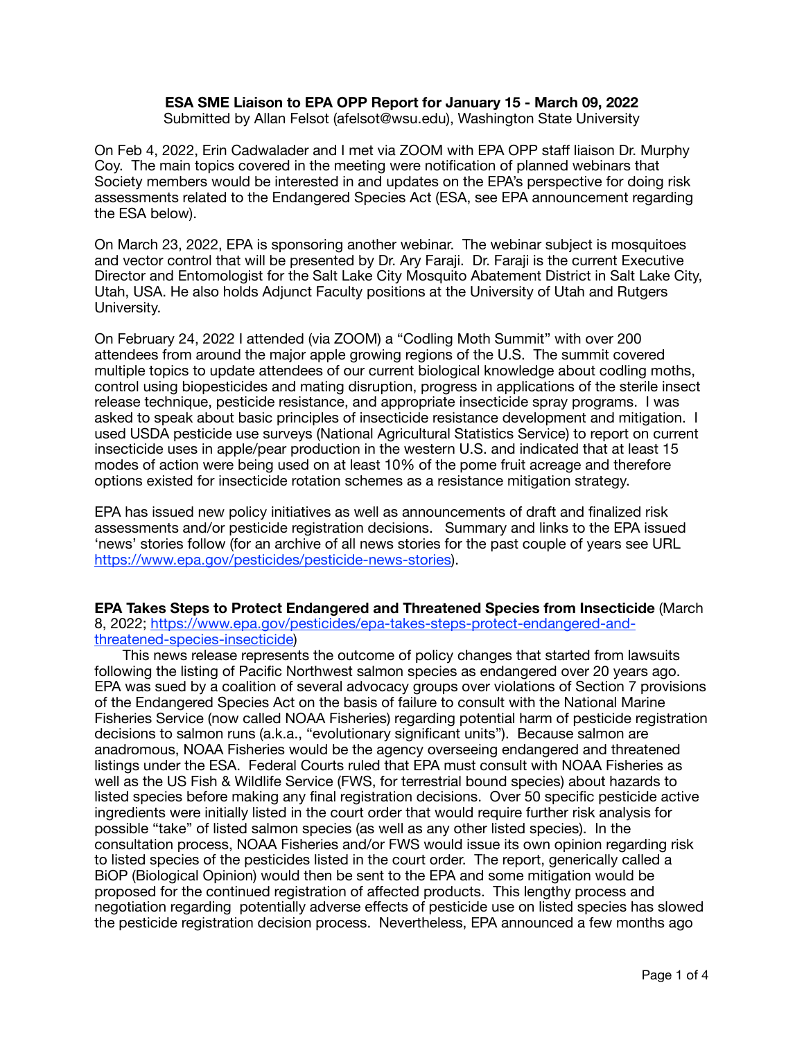**ESA SME Liaison to EPA OPP Report for January 15 - March 09, 2022**
Submitted by Allan Felsot (afelsot@wsu.edu), Washington State University

On Feb 4, 2022, Erin Cadwalader and I met via ZOOM with EPA OPP staff liaison Dr. Murphy Coy. The main topics covered in the meeting were notification of planned webinars that Society members would be interested in and updates on the EPA's perspective for doing risk assessments related to the Endangered Species Act (ESA, see EPA announcement regarding the ESA below).

On March 23, 2022, EPA is sponsoring another webinar. The webinar subject is mosquitoes and vector control that will be presented by Dr. Ary Faraji. Dr. Faraji is the current Executive Director and Entomologist for the Salt Lake City Mosquito Abatement District in Salt Lake City, Utah, USA. He also holds Adjunct Faculty positions at the University of Utah and Rutgers University.

On February 24, 2022 I attended (via ZOOM) a "Codling Moth Summit" with over 200 attendees from around the major apple growing regions of the U.S. The summit covered multiple topics to update attendees of our current biological knowledge about codling moths, control using biopesticides and mating disruption, progress in applications of the sterile insect release technique, pesticide resistance, and appropriate insecticide spray programs. I was asked to speak about basic principles of insecticide resistance development and mitigation. I used USDA pesticide use surveys (National Agricultural Statistics Service) to report on current insecticide uses in apple/pear production in the western U.S. and indicated that at least 15 modes of action were being used on at least 10% of the pome fruit acreage and therefore options existed for insecticide rotation schemes as a resistance mitigation strategy.

EPA has issued new policy initiatives as well as announcements of draft and finalized risk assessments and/or pesticide registration decisions. Summary and links to the EPA issued 'news' stories follow (for an archive of all news stories for the past couple of years see URL https://www.epa.gov/pesticides/pesticide-news-stories).

**EPA Takes Steps to Protect Endangered and Threatened Species from Insecticide** (March 8, 2022; https://www.epa.gov/pesticides/epa-takes-steps-protect-endangered-and-threatened-species-insecticide)

This news release represents the outcome of policy changes that started from lawsuits following the listing of Pacific Northwest salmon species as endangered over 20 years ago. EPA was sued by a coalition of several advocacy groups over violations of Section 7 provisions of the Endangered Species Act on the basis of failure to consult with the National Marine Fisheries Service (now called NOAA Fisheries) regarding potential harm of pesticide registration decisions to salmon runs (a.k.a., "evolutionary significant units"). Because salmon are anadromous, NOAA Fisheries would be the agency overseeing endangered and threatened listings under the ESA. Federal Courts ruled that EPA must consult with NOAA Fisheries as well as the US Fish & Wildlife Service (FWS, for terrestrial bound species) about hazards to listed species before making any final registration decisions. Over 50 specific pesticide active ingredients were initially listed in the court order that would require further risk analysis for possible "take" of listed salmon species (as well as any other listed species). In the consultation process, NOAA Fisheries and/or FWS would issue its own opinion regarding risk to listed species of the pesticides listed in the court order. The report, generically called a BiOP (Biological Opinion) would then be sent to the EPA and some mitigation would be proposed for the continued registration of affected products. This lengthy process and negotiation regarding potentially adverse effects of pesticide use on listed species has slowed the pesticide registration decision process. Nevertheless, EPA announced a few months ago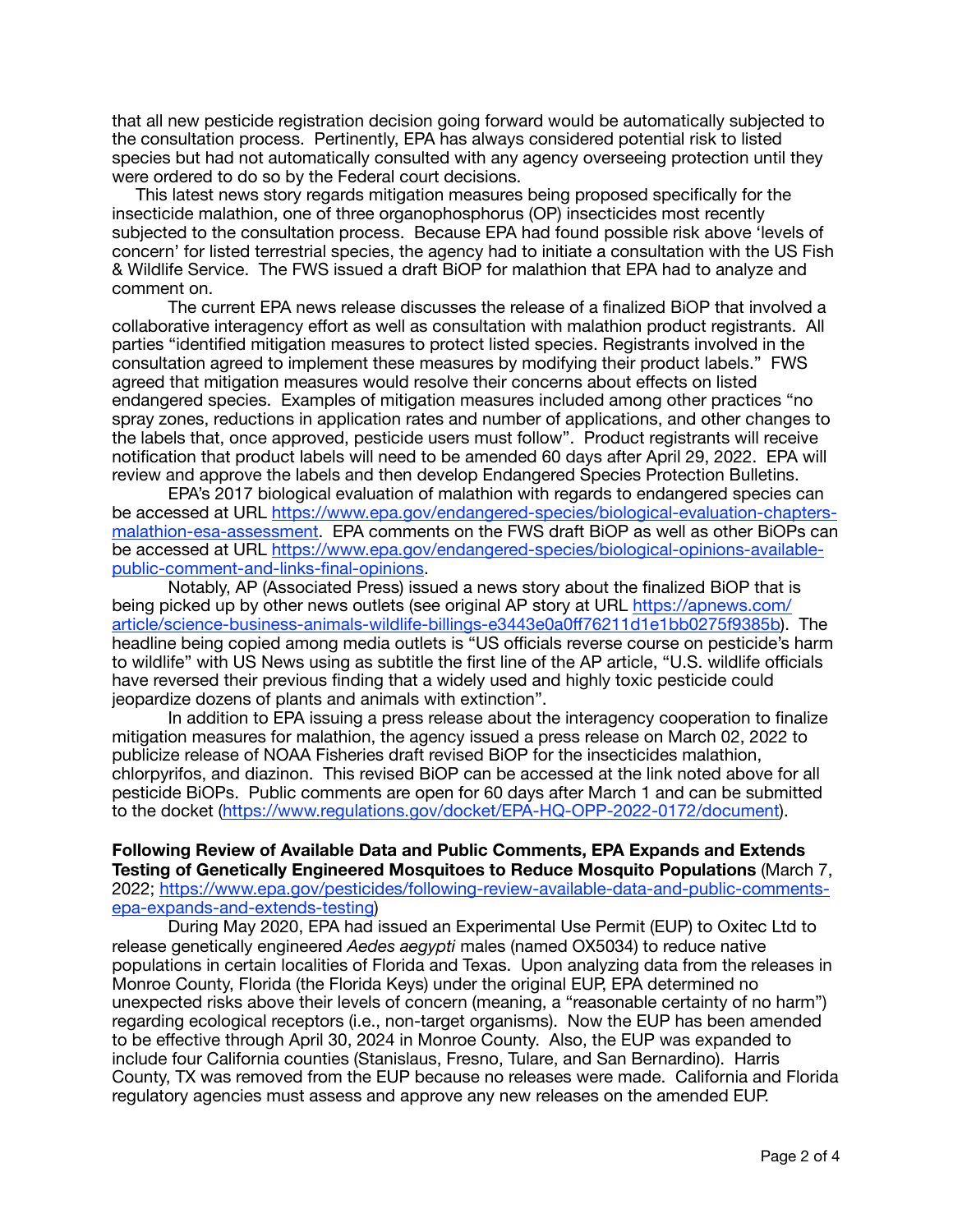that all new pesticide registration decision going forward would be automatically subjected to the consultation process. Pertinently, EPA has always considered potential risk to listed species but had not automatically consulted with any agency overseeing protection until they were ordered to do so by the Federal court decisions.

This latest news story regards mitigation measures being proposed specifically for the insecticide malathion, one of three organophosphorus (OP) insecticides most recently subjected to the consultation process. Because EPA had found possible risk above 'levels of concern' for listed terrestrial species, the agency had to initiate a consultation with the US Fish & Wildlife Service. The FWS issued a draft BiOP for malathion that EPA had to analyze and comment on.

The current EPA news release discusses the release of a finalized BiOP that involved a collaborative interagency effort as well as consultation with malathion product registrants. All parties "identified mitigation measures to protect listed species. Registrants involved in the consultation agreed to implement these measures by modifying their product labels." FWS agreed that mitigation measures would resolve their concerns about effects on listed endangered species. Examples of mitigation measures included among other practices "no spray zones, reductions in application rates and number of applications, and other changes to the labels that, once approved, pesticide users must follow". Product registrants will receive notification that product labels will need to be amended 60 days after April 29, 2022. EPA will review and approve the labels and then develop Endangered Species Protection Bulletins.

EPA's 2017 biological evaluation of malathion with regards to endangered species can be accessed at URL https://www.epa.gov/endangered-species/biological-evaluation-chapters-malathion-esa-assessment. EPA comments on the FWS draft BiOP as well as other BiOPs can be accessed at URL https://www.epa.gov/endangered-species/biological-opinions-available-public-comment-and-links-final-opinions.

Notably, AP (Associated Press) issued a news story about the finalized BiOP that is being picked up by other news outlets (see original AP story at URL https://apnews.com/article/science-business-animals-wildlife-billings-e3443e0a0ff76211d1e1bb0275f9385b). The headline being copied among media outlets is "US officials reverse course on pesticide's harm to wildlife" with US News using as subtitle the first line of the AP article, "U.S. wildlife officials have reversed their previous finding that a widely used and highly toxic pesticide could jeopardize dozens of plants and animals with extinction".

In addition to EPA issuing a press release about the interagency cooperation to finalize mitigation measures for malathion, the agency issued a press release on March 02, 2022 to publicize release of NOAA Fisheries draft revised BiOP for the insecticides malathion, chlorpyrifos, and diazinon. This revised BiOP can be accessed at the link noted above for all pesticide BiOPs. Public comments are open for 60 days after March 1 and can be submitted to the docket (https://www.regulations.gov/docket/EPA-HQ-OPP-2022-0172/document).

**Following Review of Available Data and Public Comments, EPA Expands and Extends Testing of Genetically Engineered Mosquitoes to Reduce Mosquito Populations** (March 7, 2022; https://www.epa.gov/pesticides/following-review-available-data-and-public-comments-epa-expands-and-extends-testing)

During May 2020, EPA had issued an Experimental Use Permit (EUP) to Oxitec Ltd to release genetically engineered *Aedes aegypti* males (named OX5034) to reduce native populations in certain localities of Florida and Texas. Upon analyzing data from the releases in Monroe County, Florida (the Florida Keys) under the original EUP, EPA determined no unexpected risks above their levels of concern (meaning, a "reasonable certainty of no harm") regarding ecological receptors (i.e., non-target organisms). Now the EUP has been amended to be effective through April 30, 2024 in Monroe County. Also, the EUP was expanded to include four California counties (Stanislaus, Fresno, Tulare, and San Bernardino). Harris County, TX was removed from the EUP because no releases were made. California and Florida regulatory agencies must assess and approve any new releases on the amended EUP.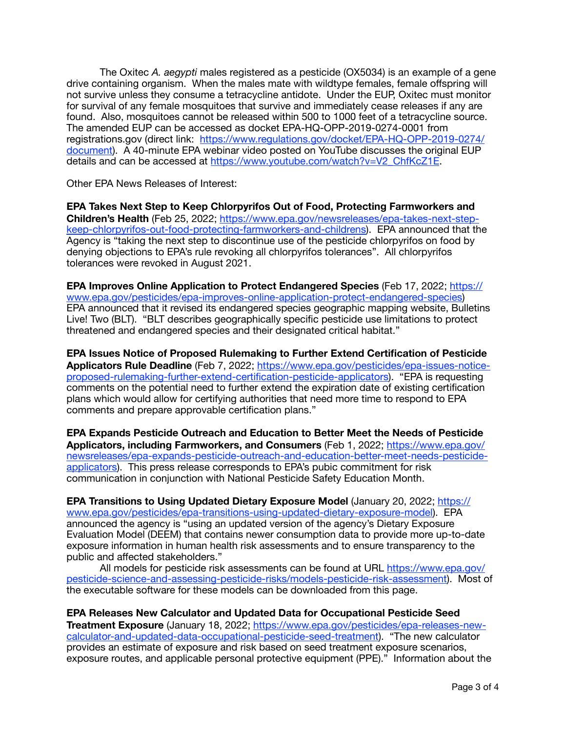The Oxitec *A. aegypti* males registered as a pesticide (OX5034) is an example of a gene drive containing organism. When the males mate with wildtype females, female offspring will not survive unless they consume a tetracycline antidote. Under the EUP, Oxitec must monitor for survival of any female mosquitoes that survive and immediately cease releases if any are found. Also, mosquitoes cannot be released within 500 to 1000 feet of a tetracycline source. The amended EUP can be accessed as docket EPA-HQ-OPP-2019-0274-0001 from registrations.gov (direct link: [https://www.regulations.gov/docket/EPA-HQ-OPP-2019-0274/document](https://www.regulations.gov/docket/EPA-HQ-OPP-2019-0274/document)). A 40-minute EPA webinar video posted on YouTube discusses the original EUP details and can be accessed at [https://www.youtube.com/watch?v=V2_ChfKcZ1E](https://www.youtube.com/watch?v=V2_ChfKcZ1E).

Other EPA News Releases of Interest:

**EPA Takes Next Step to Keep Chlorpyrifos Out of Food, Protecting Farmworkers and Children's Health** (Feb 25, 2022; [https://www.epa.gov/newsreleases/epa-takes-next-step-keep-chlorpyrifos-out-food-protecting-farmworkers-and-childrens](https://www.epa.gov/newsreleases/epa-takes-next-step-keep-chlorpyrifos-out-food-protecting-farmworkers-and-childrens)). EPA announced that the Agency is "taking the next step to discontinue use of the pesticide chlorpyrifos on food by denying objections to EPA's rule revoking all chlorpyrifos tolerances". All chlorpyrifos tolerances were revoked in August 2021.

**EPA Improves Online Application to Protect Endangered Species** (Feb 17, 2022; [https://www.epa.gov/pesticides/epa-improves-online-application-protect-endangered-species](https://www.epa.gov/pesticides/epa-improves-online-application-protect-endangered-species)) EPA announced that it revised its endangered species geographic mapping website, Bulletins Live! Two (BLT). "BLT describes geographically specific pesticide use limitations to protect threatened and endangered species and their designated critical habitat."

**EPA Issues Notice of Proposed Rulemaking to Further Extend Certification of Pesticide Applicators Rule Deadline** (Feb 7, 2022; [https://www.epa.gov/pesticides/epa-issues-notice-proposed-rulemaking-further-extend-certification-pesticide-applicators](https://www.epa.gov/pesticides/epa-issues-notice-proposed-rulemaking-further-extend-certification-pesticide-applicators)). "EPA is requesting comments on the potential need to further extend the expiration date of existing certification plans which would allow for certifying authorities that need more time to respond to EPA comments and prepare approvable certification plans."

**EPA Expands Pesticide Outreach and Education to Better Meet the Needs of Pesticide Applicators, including Farmworkers, and Consumers** (Feb 1, 2022; [https://www.epa.gov/newsreleases/epa-expands-pesticide-outreach-and-education-better-meet-needs-pesticide-applicators](https://www.epa.gov/newsreleases/epa-expands-pesticide-outreach-and-education-better-meet-needs-pesticide-applicators)). This press release corresponds to EPA's pubic commitment for risk communication in conjunction with National Pesticide Safety Education Month.

**EPA Transitions to Using Updated Dietary Exposure Model** (January 20, 2022; [https://www.epa.gov/pesticides/epa-transitions-using-updated-dietary-exposure-model](https://www.epa.gov/pesticides/epa-transitions-using-updated-dietary-exposure-model)). EPA announced the agency is "using an updated version of the agency's Dietary Exposure Evaluation Model (DEEM) that contains newer consumption data to provide more up-to-date exposure information in human health risk assessments and to ensure transparency to the public and affected stakeholders."

All models for pesticide risk assessments can be found at URL [https://www.epa.gov/pesticide-science-and-assessing-pesticide-risks/models-pesticide-risk-assessment](https://www.epa.gov/pesticide-science-and-assessing-pesticide-risks/models-pesticide-risk-assessment)). Most of the executable software for these models can be downloaded from this page.

**EPA Releases New Calculator and Updated Data for Occupational Pesticide Seed Treatment Exposure** (January 18, 2022; [https://www.epa.gov/pesticides/epa-releases-new-calculator-and-updated-data-occupational-pesticide-seed-treatment](https://www.epa.gov/pesticides/epa-releases-new-calculator-and-updated-data-occupational-pesticide-seed-treatment)). "The new calculator provides an estimate of exposure and risk based on seed treatment exposure scenarios, exposure routes, and applicable personal protective equipment (PPE)." Information about the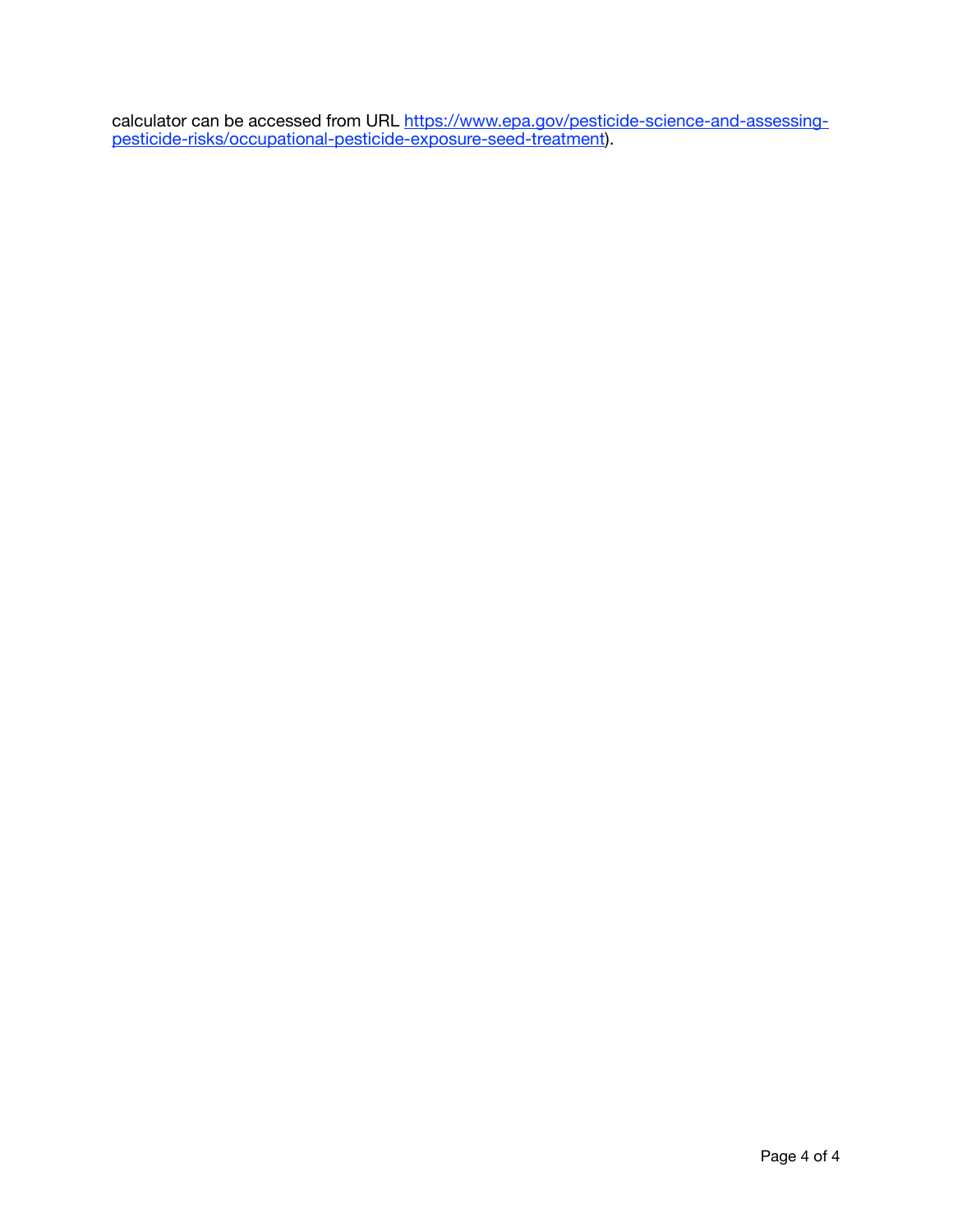calculator can be accessed from URL [https://www.epa.gov/pesticide-science-and-assessing-pesticide-risks/occupational-pesticide-exposure-seed-treatment](https://www.epa.gov/pesticide-science-and-assessing-pesticide-risks/occupational-pesticide-exposure-seed-treatment)).